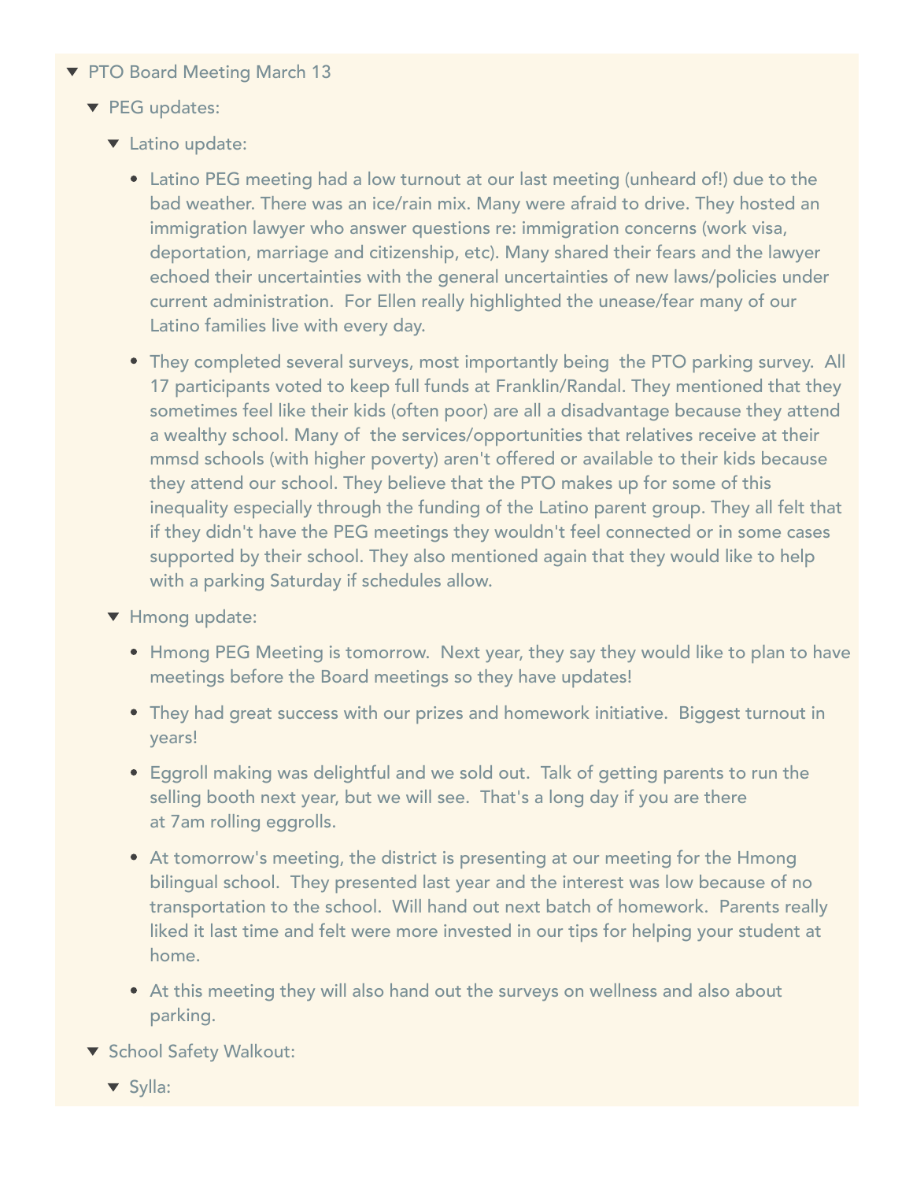- PTO Board Meeting March 13
  - PEG updates:
    - Latino update:
      - Latino PEG meeting had a low turnout at our last meeting (unheard of!) due to the bad weather. There was an ice/rain mix. Many were afraid to drive. They hosted an immigration lawyer who answer questions re: immigration concerns (work visa, deportation, marriage and citizenship, etc). Many shared their fears and the lawyer echoed their uncertainties with the general uncertainties of new laws/policies under current administration. For Ellen really highlighted the unease/fear many of our Latino families live with every day.
      - They completed several surveys, most importantly being the PTO parking survey. All 17 participants voted to keep full funds at Franklin/Randal. They mentioned that they sometimes feel like their kids (often poor) are all a disadvantage because they attend a wealthy school. Many of the services/opportunities that relatives receive at their mmsd schools (with higher poverty) aren't offered or available to their kids because they attend our school. They believe that the PTO makes up for some of this inequality especially through the funding of the Latino parent group. They all felt that if they didn't have the PEG meetings they wouldn't feel connected or in some cases supported by their school. They also mentioned again that they would like to help with a parking Saturday if schedules allow.
    - Hmong update:
      - Hmong PEG Meeting is tomorrow. Next year, they say they would like to plan to have meetings before the Board meetings so they have updates!
      - They had great success with our prizes and homework initiative. Biggest turnout in years!
      - Eggroll making was delightful and we sold out. Talk of getting parents to run the selling booth next year, but we will see. That's a long day if you are there at 7am rolling eggrolls.
      - At tomorrow's meeting, the district is presenting at our meeting for the Hmong bilingual school. They presented last year and the interest was low because of no transportation to the school. Will hand out next batch of homework. Parents really liked it last time and felt were more invested in our tips for helping your student at home.
      - At this meeting they will also hand out the surveys on wellness and also about parking.
  - School Safety Walkout:
    - Sylla: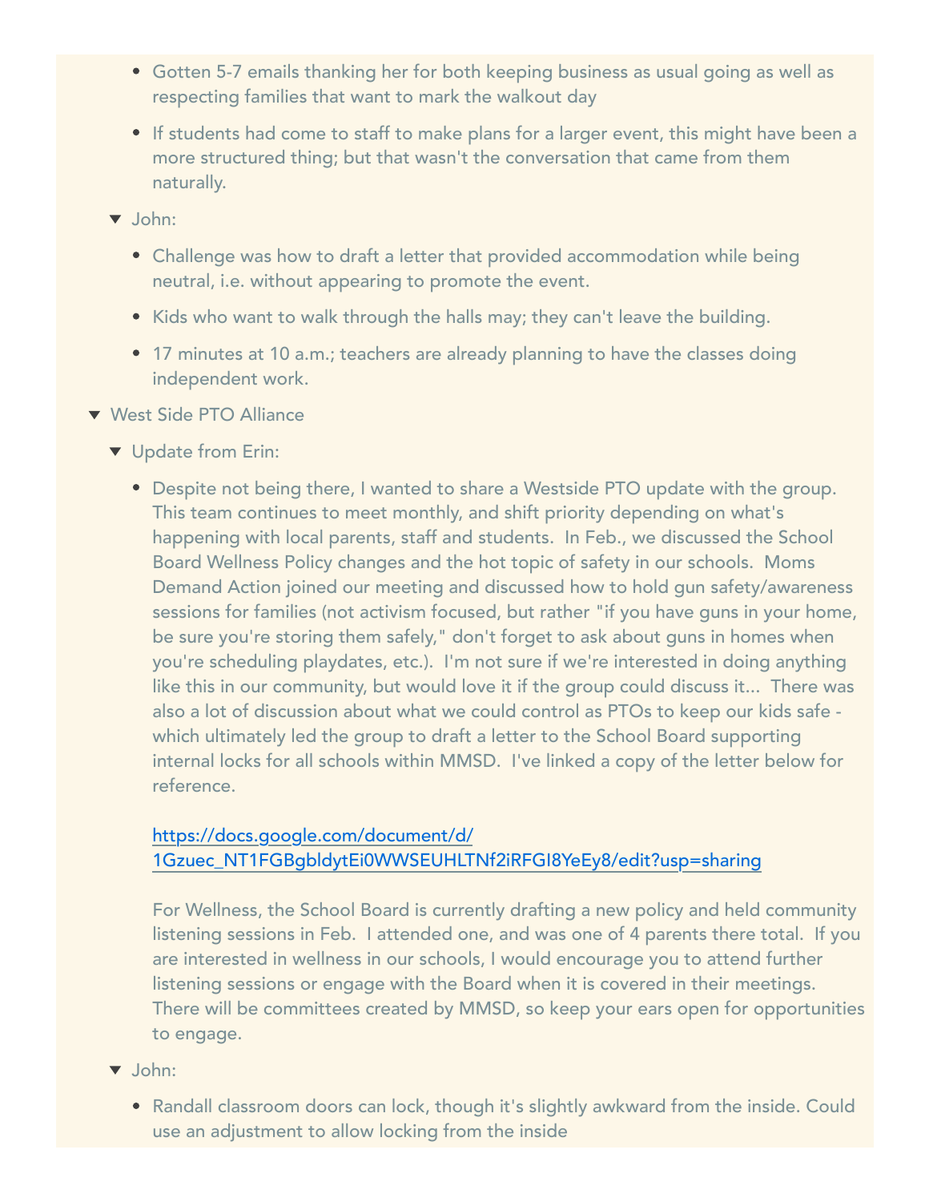- Gotten 5-7 emails thanking her for both keeping business as usual going as well as respecting families that want to mark the walkout day
    - If students had come to staff to make plans for a larger event, this might have been a more structured thing; but that wasn't the conversation that came from them naturally.
  - John:
    - Challenge was how to draft a letter that provided accommodation while being neutral, i.e. without appearing to promote the event.
    - Kids who want to walk through the halls may; they can't leave the building.
    - 17 minutes at 10 a.m.; teachers are already planning to have the classes doing independent work.
- West Side PTO Alliance
  - Update from Erin:
    - Despite not being there, I wanted to share a Westside PTO update with the group. This team continues to meet monthly, and shift priority depending on what's happening with local parents, staff and students. In Feb., we discussed the School Board Wellness Policy changes and the hot topic of safety in our schools. Moms Demand Action joined our meeting and discussed how to hold gun safety/awareness sessions for families (not activism focused, but rather "if you have guns in your home, be sure you're storing them safely," don't forget to ask about guns in homes when you're scheduling playdates, etc.). I'm not sure if we're interested in doing anything like this in our community, but would love it if the group could discuss it... There was also a lot of discussion about what we could control as PTOs to keep our kids safe - which ultimately led the group to draft a letter to the School Board supporting internal locks for all schools within MMSD. I've linked a copy of the letter below for reference.

      [https://docs.google.com/document/d/1Gzuec_NT1FGBgbldytEi0WWSEUHLTNf2iRFGI8YeEy8/edit?usp=sharing](https://docs.google.com/document/d/1Gzuec_NT1FGBgbldytEi0WWSEUHLTNf2iRFGI8YeEy8/edit?usp=sharing)

      For Wellness, the School Board is currently drafting a new policy and held community listening sessions in Feb. I attended one, and was one of 4 parents there total. If you are interested in wellness in our schools, I would encourage you to attend further listening sessions or engage with the Board when it is covered in their meetings. There will be committees created by MMSD, so keep your ears open for opportunities to engage.
  - John:
    - Randall classroom doors can lock, though it's slightly awkward from the inside. Could use an adjustment to allow locking from the inside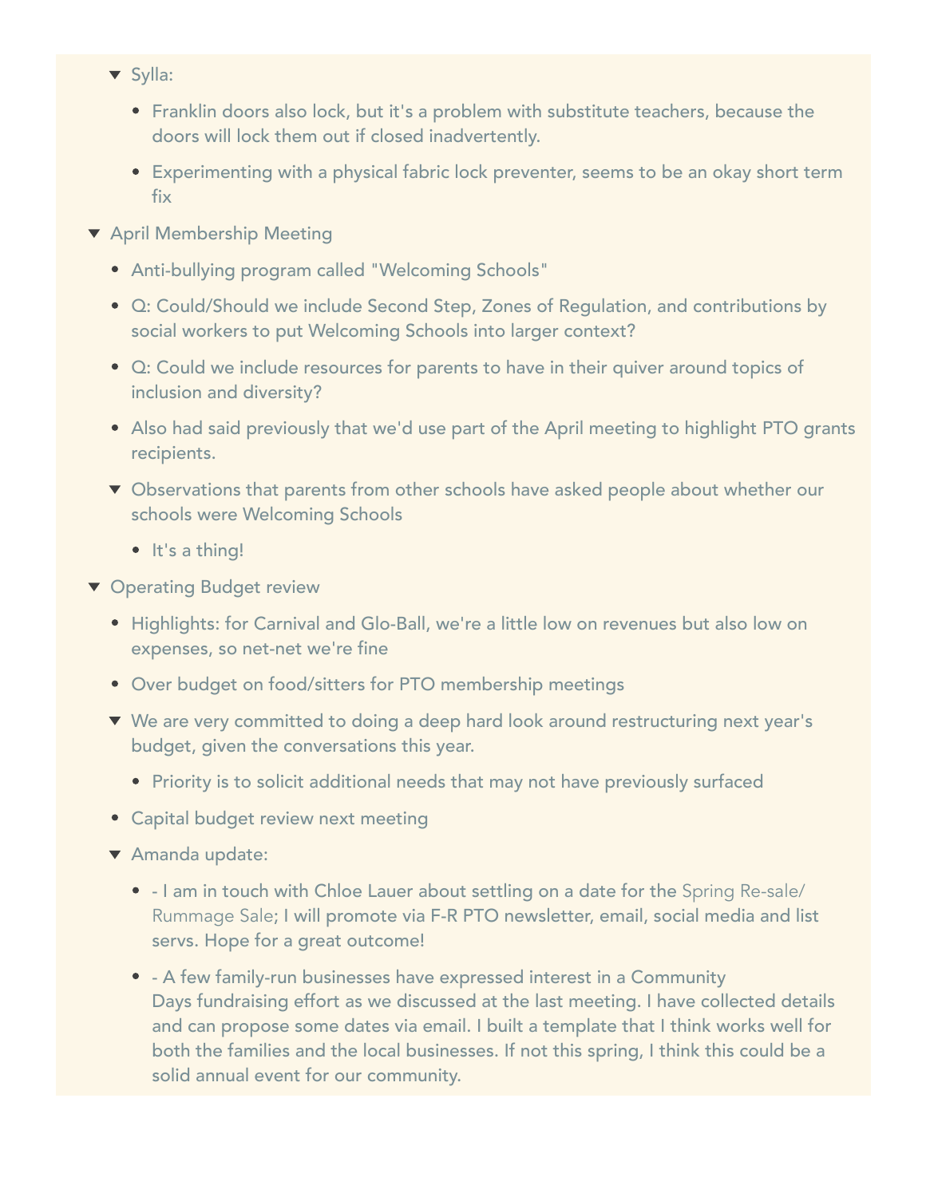- Sylla:
    - Franklin doors also lock, but it's a problem with substitute teachers, because the doors will lock them out if closed inadvertently.
    - Experimenting with a physical fabric lock preventer, seems to be an okay short term fix
- April Membership Meeting
  - Anti-bullying program called "Welcoming Schools"
  - Q: Could/Should we include Second Step, Zones of Regulation, and contributions by social workers to put Welcoming Schools into larger context?
  - Q: Could we include resources for parents to have in their quiver around topics of inclusion and diversity?
  - Also had said previously that we'd use part of the April meeting to highlight PTO grants recipients.
  - Observations that parents from other schools have asked people about whether our schools were Welcoming Schools
    - It's a thing!
- Operating Budget review
  - Highlights: for Carnival and Glo-Ball, we're a little low on revenues but also low on expenses, so net-net we're fine
  - Over budget on food/sitters for PTO membership meetings
  - We are very committed to doing a deep hard look around restructuring next year's budget, given the conversations this year.
    - Priority is to solicit additional needs that may not have previously surfaced
  - Capital budget review next meeting
  - Amanda update:
    - - I am in touch with Chloe Lauer about settling on a date for the Spring Re-sale/ Rummage Sale; I will promote via F-R PTO newsletter, email, social media and list servs. Hope for a great outcome!
    - - A few family-run businesses have expressed interest in a Community Days fundraising effort as we discussed at the last meeting. I have collected details and can propose some dates via email. I built a template that I think works well for both the families and the local businesses. If not this spring, I think this could be a solid annual event for our community.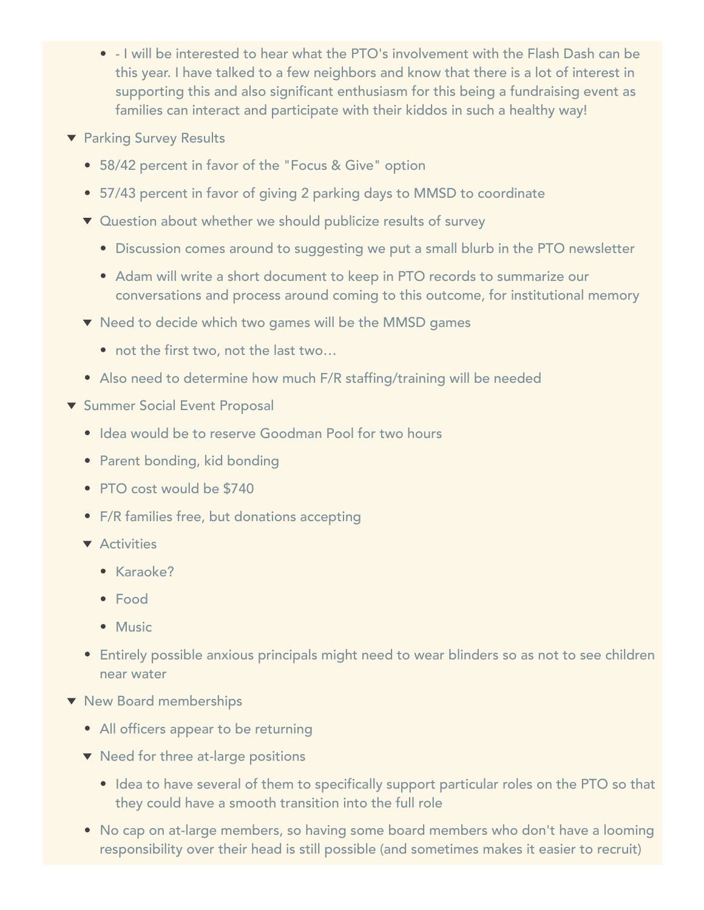- - I will be interested to hear what the PTO's involvement with the Flash Dash can be this year. I have talked to a few neighbors and know that there is a lot of interest in supporting this and also significant enthusiasm for this being a fundraising event as families can interact and participate with their kiddos in such a healthy way!
- Parking Survey Results
  - 58/42 percent in favor of the "Focus & Give" option
  - 57/43 percent in favor of giving 2 parking days to MMSD to coordinate
  - Question about whether we should publicize results of survey
    - Discussion comes around to suggesting we put a small blurb in the PTO newsletter
    - Adam will write a short document to keep in PTO records to summarize our conversations and process around coming to this outcome, for institutional memory
  - Need to decide which two games will be the MMSD games
    - not the first two, not the last two…
  - Also need to determine how much F/R staffing/training will be needed
- Summer Social Event Proposal
  - Idea would be to reserve Goodman Pool for two hours
  - Parent bonding, kid bonding
  - PTO cost would be $740
  - F/R families free, but donations accepting
  - Activities
    - Karaoke?
    - Food
    - Music
  - Entirely possible anxious principals might need to wear blinders so as not to see children near water
- New Board memberships
  - All officers appear to be returning
  - Need for three at-large positions
    - Idea to have several of them to specifically support particular roles on the PTO so that they could have a smooth transition into the full role
  - No cap on at-large members, so having some board members who don't have a looming responsibility over their head is still possible (and sometimes makes it easier to recruit)